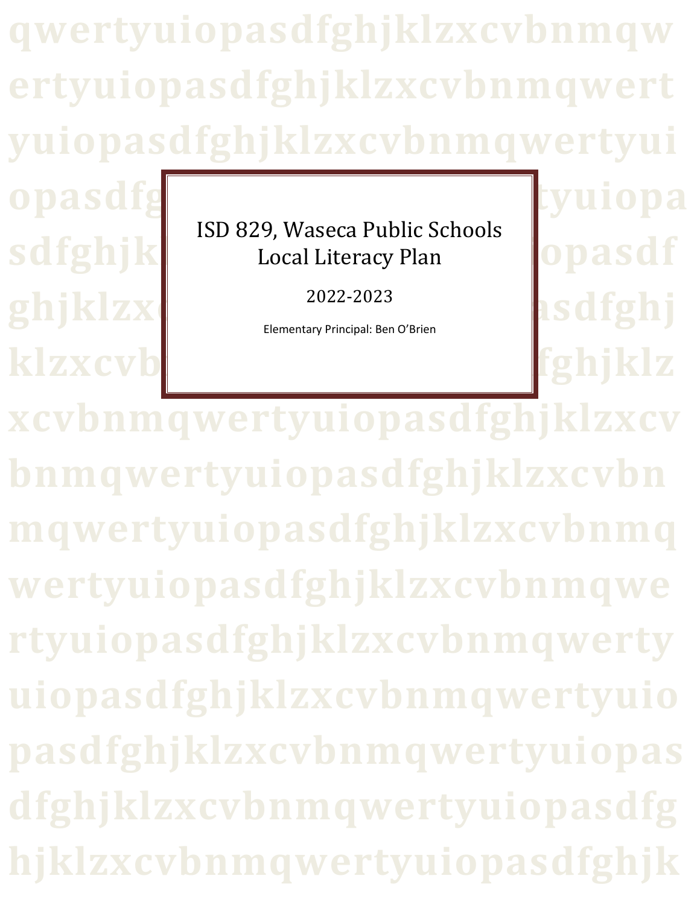# ISD 829, Waseca Public Schools Local Literacy Plan

2022-2023

Elementary Principal: Ben O'Brien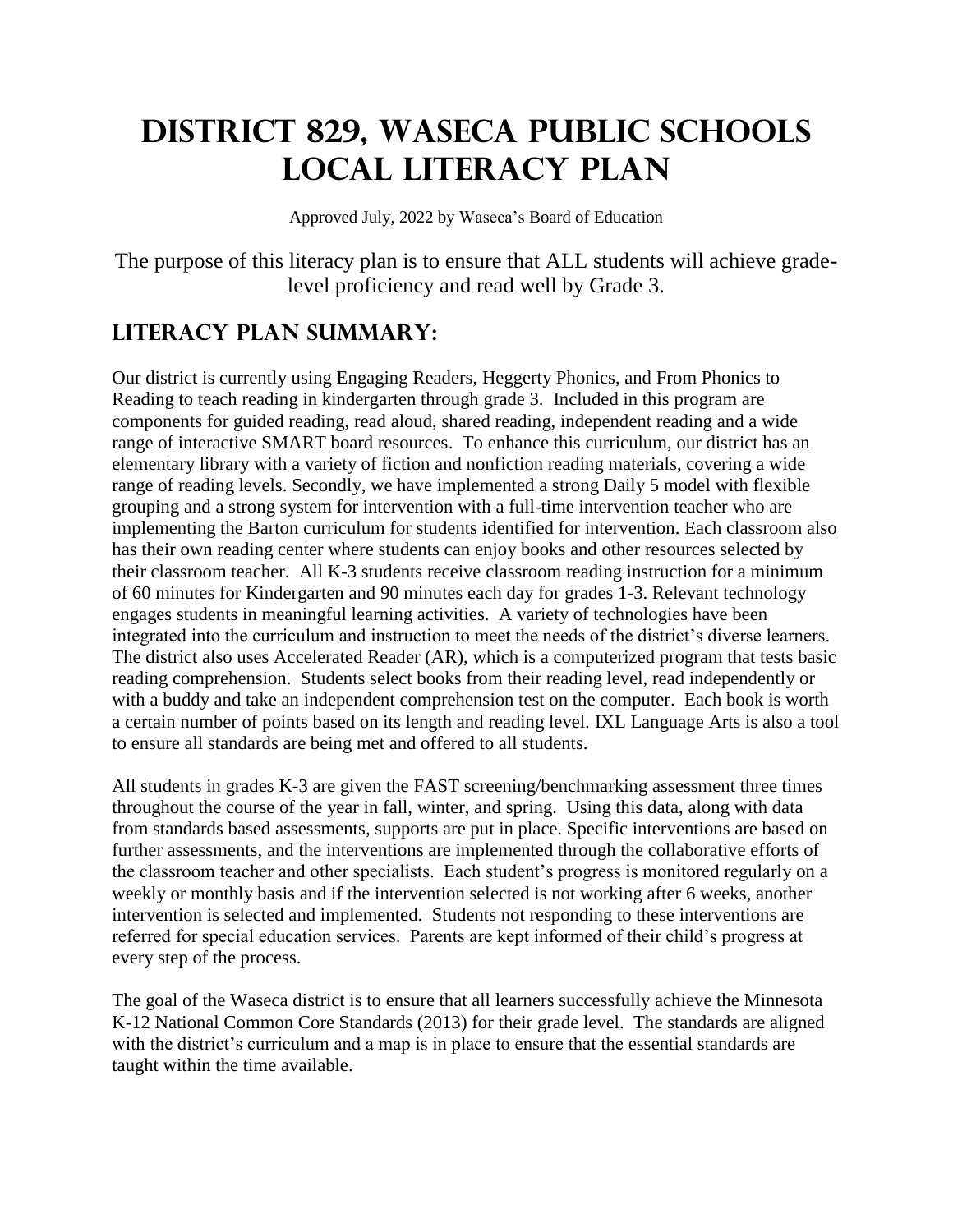# District 829, Waseca Public Schools Local Literacy Plan

Approved July, 2022 by Waseca's Board of Education

The purpose of this literacy plan is to ensure that ALL students will achieve grade-level proficiency and read well by Grade 3.

## Literacy Plan Summary:

Our district is currently using Engaging Readers, Heggerty Phonics, and From Phonics to Reading to teach reading in kindergarten through grade 3. Included in this program are components for guided reading, read aloud, shared reading, independent reading and a wide range of interactive SMART board resources. To enhance this curriculum, our district has an elementary library with a variety of fiction and nonfiction reading materials, covering a wide range of reading levels. Secondly, we have implemented a strong Daily 5 model with flexible grouping and a strong system for intervention with a full-time intervention teacher who are implementing the Barton curriculum for students identified for intervention. Each classroom also has their own reading center where students can enjoy books and other resources selected by their classroom teacher. All K-3 students receive classroom reading instruction for a minimum of 60 minutes for Kindergarten and 90 minutes each day for grades 1-3. Relevant technology engages students in meaningful learning activities. A variety of technologies have been integrated into the curriculum and instruction to meet the needs of the district's diverse learners. The district also uses Accelerated Reader (AR), which is a computerized program that tests basic reading comprehension. Students select books from their reading level, read independently or with a buddy and take an independent comprehension test on the computer. Each book is worth a certain number of points based on its length and reading level. IXL Language Arts is also a tool to ensure all standards are being met and offered to all students.

All students in grades K-3 are given the FAST screening/benchmarking assessment three times throughout the course of the year in fall, winter, and spring. Using this data, along with data from standards based assessments, supports are put in place. Specific interventions are based on further assessments, and the interventions are implemented through the collaborative efforts of the classroom teacher and other specialists. Each student's progress is monitored regularly on a weekly or monthly basis and if the intervention selected is not working after 6 weeks, another intervention is selected and implemented. Students not responding to these interventions are referred for special education services. Parents are kept informed of their child's progress at every step of the process.

The goal of the Waseca district is to ensure that all learners successfully achieve the Minnesota K-12 National Common Core Standards (2013) for their grade level. The standards are aligned with the district's curriculum and a map is in place to ensure that the essential standards are taught within the time available.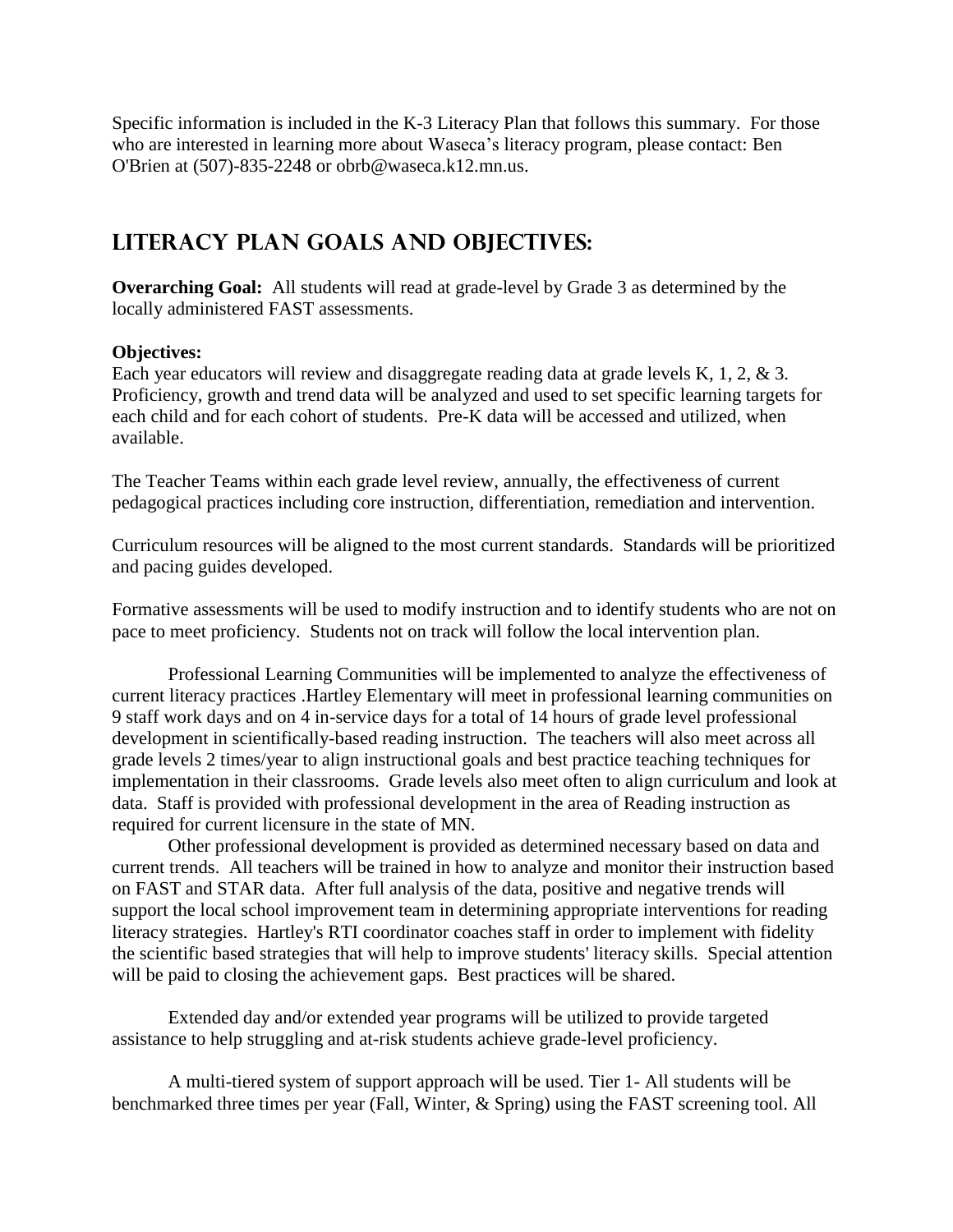Specific information is included in the K-3 Literacy Plan that follows this summary. For those who are interested in learning more about Waseca's literacy program, please contact: Ben O'Brien at (507)-835-2248 or obrb@waseca.k12.mn.us.

## Literacy Plan Goals and Objectives:

**Overarching Goal:** All students will read at grade-level by Grade 3 as determined by the locally administered FAST assessments.

**Objectives:**

Each year educators will review and disaggregate reading data at grade levels K, 1, 2, & 3. Proficiency, growth and trend data will be analyzed and used to set specific learning targets for each child and for each cohort of students. Pre-K data will be accessed and utilized, when available.

The Teacher Teams within each grade level review, annually, the effectiveness of current pedagogical practices including core instruction, differentiation, remediation and intervention.

Curriculum resources will be aligned to the most current standards. Standards will be prioritized and pacing guides developed.

Formative assessments will be used to modify instruction and to identify students who are not on pace to meet proficiency. Students not on track will follow the local intervention plan.

Professional Learning Communities will be implemented to analyze the effectiveness of current literacy practices .Hartley Elementary will meet in professional learning communities on 9 staff work days and on 4 in-service days for a total of 14 hours of grade level professional development in scientifically-based reading instruction. The teachers will also meet across all grade levels 2 times/year to align instructional goals and best practice teaching techniques for implementation in their classrooms. Grade levels also meet often to align curriculum and look at data. Staff is provided with professional development in the area of Reading instruction as required for current licensure in the state of MN.

Other professional development is provided as determined necessary based on data and current trends. All teachers will be trained in how to analyze and monitor their instruction based on FAST and STAR data. After full analysis of the data, positive and negative trends will support the local school improvement team in determining appropriate interventions for reading literacy strategies. Hartley's RTI coordinator coaches staff in order to implement with fidelity the scientific based strategies that will help to improve students' literacy skills. Special attention will be paid to closing the achievement gaps. Best practices will be shared.

Extended day and/or extended year programs will be utilized to provide targeted assistance to help struggling and at-risk students achieve grade-level proficiency.

A multi-tiered system of support approach will be used. Tier 1- All students will be benchmarked three times per year (Fall, Winter, & Spring) using the FAST screening tool. All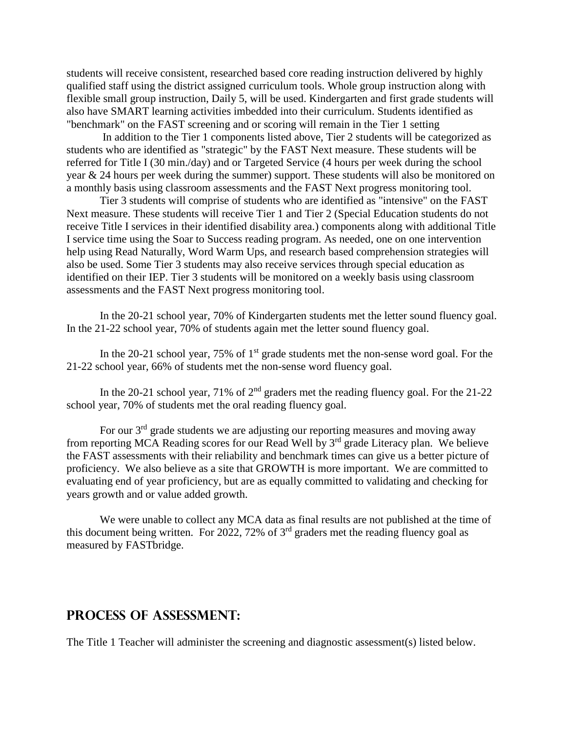students will receive consistent, researched based core reading instruction delivered by highly qualified staff using the district assigned curriculum tools. Whole group instruction along with flexible small group instruction, Daily 5, will be used. Kindergarten and first grade students will also have SMART learning activities imbedded into their curriculum. Students identified as "benchmark" on the FAST screening and or scoring will remain in the Tier 1 setting

In addition to the Tier 1 components listed above, Tier 2 students will be categorized as students who are identified as "strategic" by the FAST Next measure. These students will be referred for Title I (30 min./day) and or Targeted Service (4 hours per week during the school year & 24 hours per week during the summer) support. These students will also be monitored on a monthly basis using classroom assessments and the FAST Next progress monitoring tool.

Tier 3 students will comprise of students who are identified as "intensive" on the FAST Next measure. These students will receive Tier 1 and Tier 2 (Special Education students do not receive Title I services in their identified disability area.) components along with additional Title I service time using the Soar to Success reading program. As needed, one on one intervention help using Read Naturally, Word Warm Ups, and research based comprehension strategies will also be used. Some Tier 3 students may also receive services through special education as identified on their IEP. Tier 3 students will be monitored on a weekly basis using classroom assessments and the FAST Next progress monitoring tool.

In the 20-21 school year, 70% of Kindergarten students met the letter sound fluency goal. In the 21-22 school year, 70% of students again met the letter sound fluency goal.

In the 20-21 school year, 75% of 1st grade students met the non-sense word goal. For the 21-22 school year, 66% of students met the non-sense word fluency goal.

In the 20-21 school year, 71% of 2nd graders met the reading fluency goal. For the 21-22 school year, 70% of students met the oral reading fluency goal.

For our 3rd grade students we are adjusting our reporting measures and moving away from reporting MCA Reading scores for our Read Well by 3rd grade Literacy plan. We believe the FAST assessments with their reliability and benchmark times can give us a better picture of proficiency. We also believe as a site that GROWTH is more important. We are committed to evaluating end of year proficiency, but are as equally committed to validating and checking for years growth and or value added growth.

We were unable to collect any MCA data as final results are not published at the time of this document being written. For 2022, 72% of 3rd graders met the reading fluency goal as measured by FASTbridge.

## PROCESS OF ASSESSMENT:

The Title 1 Teacher will administer the screening and diagnostic assessment(s) listed below.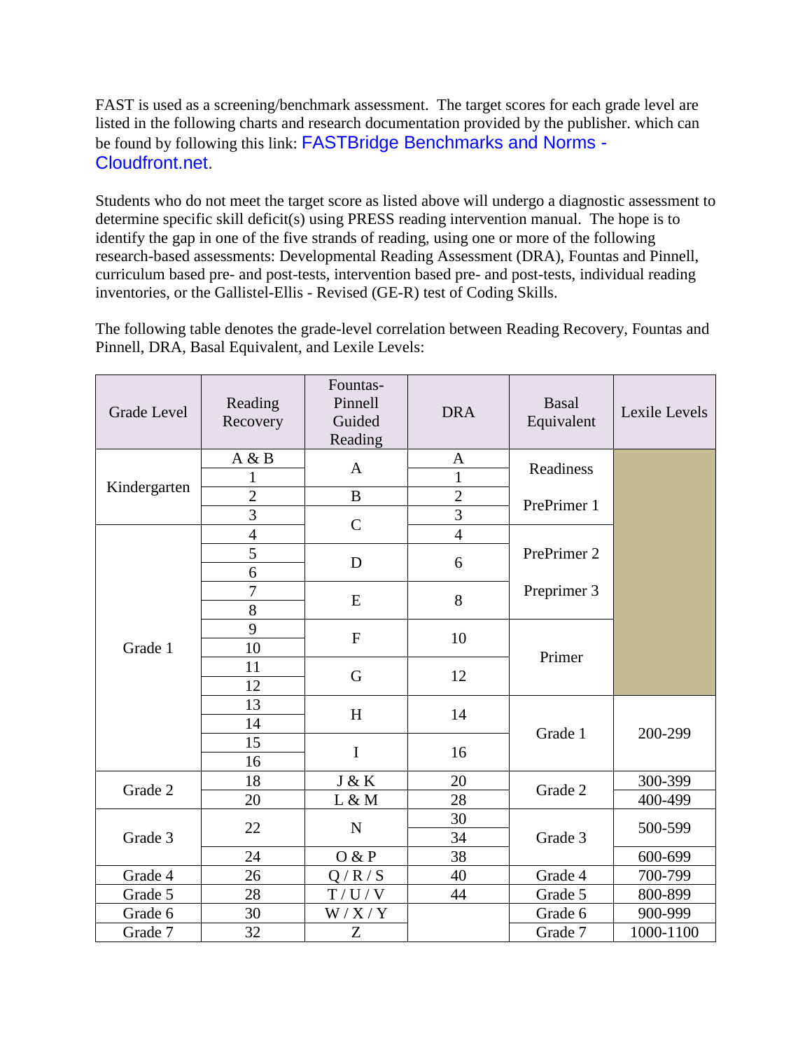FAST is used as a screening/benchmark assessment. The target scores for each grade level are listed in the following charts and research documentation provided by the publisher. which can be found by following this link: FASTBridge Benchmarks and Norms - Cloudfront.net.

Students who do not meet the target score as listed above will undergo a diagnostic assessment to determine specific skill deficit(s) using PRESS reading intervention manual. The hope is to identify the gap in one of the five strands of reading, using one or more of the following research-based assessments: Developmental Reading Assessment (DRA), Fountas and Pinnell, curriculum based pre- and post-tests, intervention based pre- and post-tests, individual reading inventories, or the Gallistel-Ellis - Revised (GE-R) test of Coding Skills.

The following table denotes the grade-level correlation between Reading Recovery, Fountas and Pinnell, DRA, Basal Equivalent, and Lexile Levels:

| Grade Level | Reading Recovery | Fountas-Pinnell Guided Reading | DRA | Basal Equivalent | Lexile Levels |
|---|---|---|---|---|---|
| Kindergarten | A & B | A | A | Readiness | |
| | 1 | | 1 | | |
| | 2 | B | 2 | PrePrimer 1 | |
| | 3 | C | 3 | | |
| Grade 1 | 4 | | 4 | PrePrimer 2 | |
| | 5 | D | 6 | | |
| | 6 | | | | |
| | 7 | E | 8 | Preprimer 3 | |
| | 8 | | | | |
| | 9 | F | 10 | Primer | |
| | 10 | | | | |
| | 11 | G | 12 | | |
| | 12 | | | | |
| | 13 | H | 14 | Grade 1 | 200-299 |
| | 14 | | | | |
| | 15 | I | 16 | | |
| | 16 | | | | |
| Grade 2 | 18 | J & K | 20 | Grade 2 | 300-399 |
| | 20 | L & M | 28 | | 400-499 |
| Grade 3 | 22 | N | 30 | Grade 3 | 500-599 |
| | | | 34 | | |
| | 24 | O & P | 38 | | 600-699 |
| Grade 4 | 26 | Q / R / S | 40 | Grade 4 | 700-799 |
| Grade 5 | 28 | T / U / V | 44 | Grade 5 | 800-899 |
| Grade 6 | 30 | W / X / Y | | Grade 6 | 900-999 |
| Grade 7 | 32 | Z | | Grade 7 | 1000-1100 |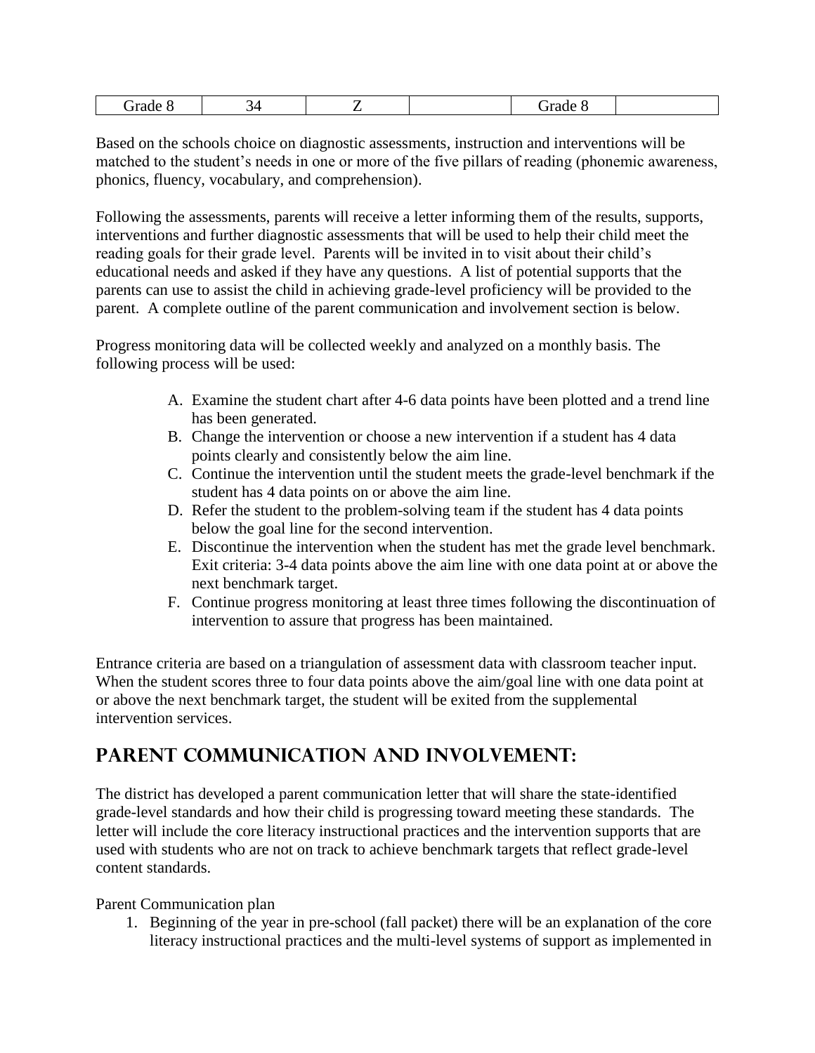| Grade 8 | 34 | Z | | Grade 8 | |
|---|---|---|---|---|---|

Based on the schools choice on diagnostic assessments, instruction and interventions will be matched to the student's needs in one or more of the five pillars of reading (phonemic awareness, phonics, fluency, vocabulary, and comprehension).

Following the assessments, parents will receive a letter informing them of the results, supports, interventions and further diagnostic assessments that will be used to help their child meet the reading goals for their grade level. Parents will be invited in to visit about their child's educational needs and asked if they have any questions. A list of potential supports that the parents can use to assist the child in achieving grade-level proficiency will be provided to the parent. A complete outline of the parent communication and involvement section is below.

Progress monitoring data will be collected weekly and analyzed on a monthly basis. The following process will be used:

A. Examine the student chart after 4-6 data points have been plotted and a trend line has been generated.
B. Change the intervention or choose a new intervention if a student has 4 data points clearly and consistently below the aim line.
C. Continue the intervention until the student meets the grade-level benchmark if the student has 4 data points on or above the aim line.
D. Refer the student to the problem-solving team if the student has 4 data points below the goal line for the second intervention.
E. Discontinue the intervention when the student has met the grade level benchmark. Exit criteria: 3-4 data points above the aim line with one data point at or above the next benchmark target.
F. Continue progress monitoring at least three times following the discontinuation of intervention to assure that progress has been maintained.

Entrance criteria are based on a triangulation of assessment data with classroom teacher input. When the student scores three to four data points above the aim/goal line with one data point at or above the next benchmark target, the student will be exited from the supplemental intervention services.

## Parent Communication and Involvement:

The district has developed a parent communication letter that will share the state-identified grade-level standards and how their child is progressing toward meeting these standards. The letter will include the core literacy instructional practices and the intervention supports that are used with students who are not on track to achieve benchmark targets that reflect grade-level content standards.

Parent Communication plan

1. Beginning of the year in pre-school (fall packet) there will be an explanation of the core literacy instructional practices and the multi-level systems of support as implemented in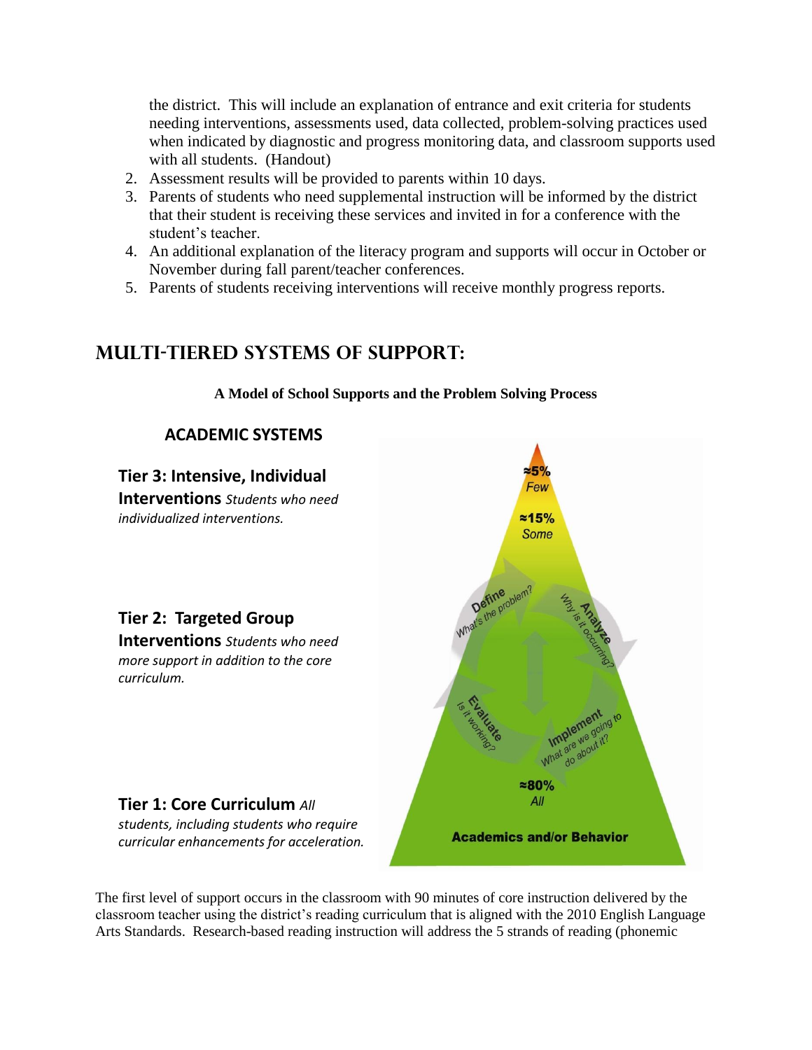the district. This will include an explanation of entrance and exit criteria for students needing interventions, assessments used, data collected, problem-solving practices used when indicated by diagnostic and progress monitoring data, and classroom supports used with all students. (Handout)

2. Assessment results will be provided to parents within 10 days.
3. Parents of students who need supplemental instruction will be informed by the district that their student is receiving these services and invited in for a conference with the student's teacher.
4. An additional explanation of the literacy program and supports will occur in October or November during fall parent/teacher conferences.
5. Parents of students receiving interventions will receive monthly progress reports.

# MULTI-TIERED SYSTEMS OF SUPPORT:

**A Model of School Supports and the Problem Solving Process**

## ACADEMIC SYSTEMS

**Tier 3: Intensive, Individual Interventions** *Students who need individualized interventions.*

**Tier 2: Targeted Group Interventions** *Students who need more support in addition to the core curriculum.*

**Tier 1: Core Curriculum** *All students, including students who require curricular enhancements for acceleration.*

≈5% *Few*

≈15% *Some*

**Define** *What's the problem?*

**Analyze** *Why is it occurring?*

**Evaluate** *Is it working?*

**Implement** *What are we going to do about it?*

≈80% *All*

**Academics and/or Behavior**

The first level of support occurs in the classroom with 90 minutes of core instruction delivered by the classroom teacher using the district's reading curriculum that is aligned with the 2010 English Language Arts Standards. Research-based reading instruction will address the 5 strands of reading (phonemic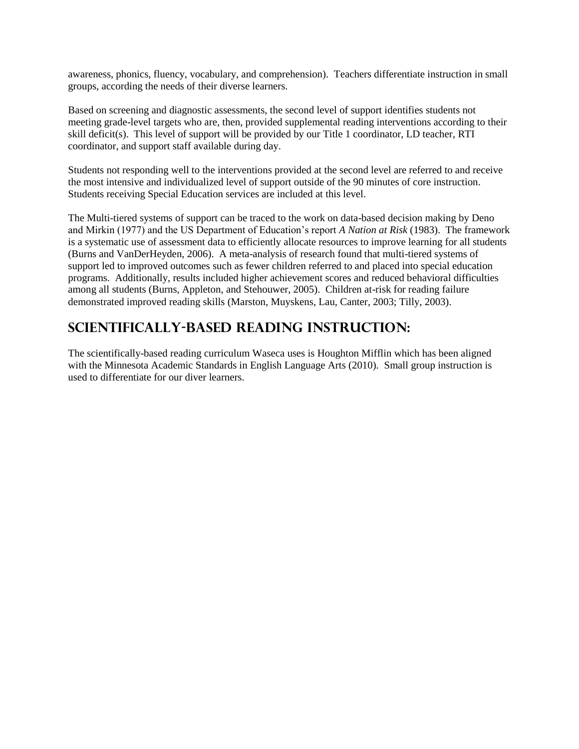awareness, phonics, fluency, vocabulary, and comprehension). Teachers differentiate instruction in small groups, according the needs of their diverse learners.

Based on screening and diagnostic assessments, the second level of support identifies students not meeting grade-level targets who are, then, provided supplemental reading interventions according to their skill deficit(s). This level of support will be provided by our Title 1 coordinator, LD teacher, RTI coordinator, and support staff available during day.

Students not responding well to the interventions provided at the second level are referred to and receive the most intensive and individualized level of support outside of the 90 minutes of core instruction. Students receiving Special Education services are included at this level.

The Multi-tiered systems of support can be traced to the work on data-based decision making by Deno and Mirkin (1977) and the US Department of Education's report *A Nation at Risk* (1983). The framework is a systematic use of assessment data to efficiently allocate resources to improve learning for all students (Burns and VanDerHeyden, 2006). A meta-analysis of research found that multi-tiered systems of support led to improved outcomes such as fewer children referred to and placed into special education programs. Additionally, results included higher achievement scores and reduced behavioral difficulties among all students (Burns, Appleton, and Stehouwer, 2005). Children at-risk for reading failure demonstrated improved reading skills (Marston, Muyskens, Lau, Canter, 2003; Tilly, 2003).

## Scientifically-Based Reading Instruction:

The scientifically-based reading curriculum Waseca uses is Houghton Mifflin which has been aligned with the Minnesota Academic Standards in English Language Arts (2010). Small group instruction is used to differentiate for our diver learners.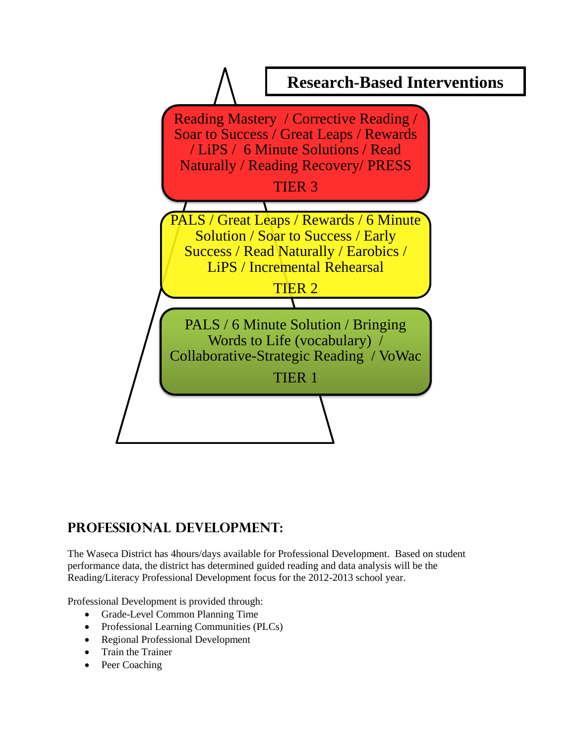**Research-Based Interventions**

Reading Mastery / Corrective Reading / Soar to Success / Great Leaps / Rewards / LiPS / 6 Minute Solutions / Read Naturally / Reading Recovery/ PRESS

TIER 3

PALS / Great Leaps / Rewards / 6 Minute Solution / Soar to Success / Early Success / Read Naturally / Earobics / LiPS / Incremental Rehearsal

TIER 2

PALS / 6 Minute Solution / Bringing Words to Life (vocabulary) / Collaborative-Strategic Reading / VoWac

TIER 1

## PROFESSIONAL DEVELOPMENT:

The Waseca District has 4hours/days available for Professional Development. Based on student performance data, the district has determined guided reading and data analysis will be the Reading/Literacy Professional Development focus for the 2012-2013 school year.

Professional Development is provided through:

- Grade-Level Common Planning Time
- Professional Learning Communities (PLCs)
- Regional Professional Development
- Train the Trainer
- Peer Coaching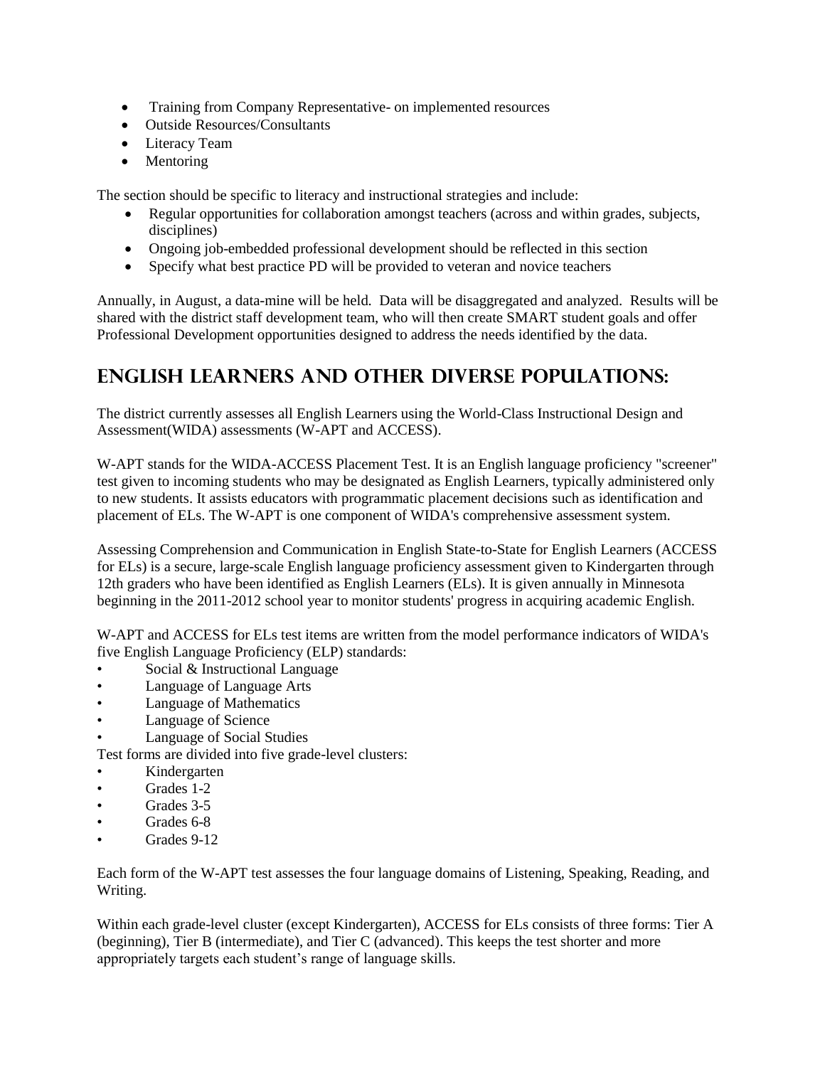- Training from Company Representative- on implemented resources
- Outside Resources/Consultants
- Literacy Team
- Mentoring

The section should be specific to literacy and instructional strategies and include:

- Regular opportunities for collaboration amongst teachers (across and within grades, subjects, disciplines)
- Ongoing job-embedded professional development should be reflected in this section
- Specify what best practice PD will be provided to veteran and novice teachers

Annually, in August, a data-mine will be held. Data will be disaggregated and analyzed. Results will be shared with the district staff development team, who will then create SMART student goals and offer Professional Development opportunities designed to address the needs identified by the data.

## English Learners and Other Diverse Populations:

The district currently assesses all English Learners using the World-Class Instructional Design and Assessment(WIDA) assessments (W-APT and ACCESS).

W-APT stands for the WIDA-ACCESS Placement Test. It is an English language proficiency "screener" test given to incoming students who may be designated as English Learners, typically administered only to new students. It assists educators with programmatic placement decisions such as identification and placement of ELs. The W-APT is one component of WIDA's comprehensive assessment system.

Assessing Comprehension and Communication in English State-to-State for English Learners (ACCESS for ELs) is a secure, large-scale English language proficiency assessment given to Kindergarten through 12th graders who have been identified as English Learners (ELs). It is given annually in Minnesota beginning in the 2011-2012 school year to monitor students' progress in acquiring academic English.

W-APT and ACCESS for ELs test items are written from the model performance indicators of WIDA's five English Language Proficiency (ELP) standards:

- Social & Instructional Language
- Language of Language Arts
- Language of Mathematics
- Language of Science
- Language of Social Studies

Test forms are divided into five grade-level clusters:

- Kindergarten
- Grades 1-2
- Grades 3-5
- Grades 6-8
- Grades 9-12

Each form of the W-APT test assesses the four language domains of Listening, Speaking, Reading, and Writing.

Within each grade-level cluster (except Kindergarten), ACCESS for ELs consists of three forms: Tier A (beginning), Tier B (intermediate), and Tier C (advanced). This keeps the test shorter and more appropriately targets each student's range of language skills.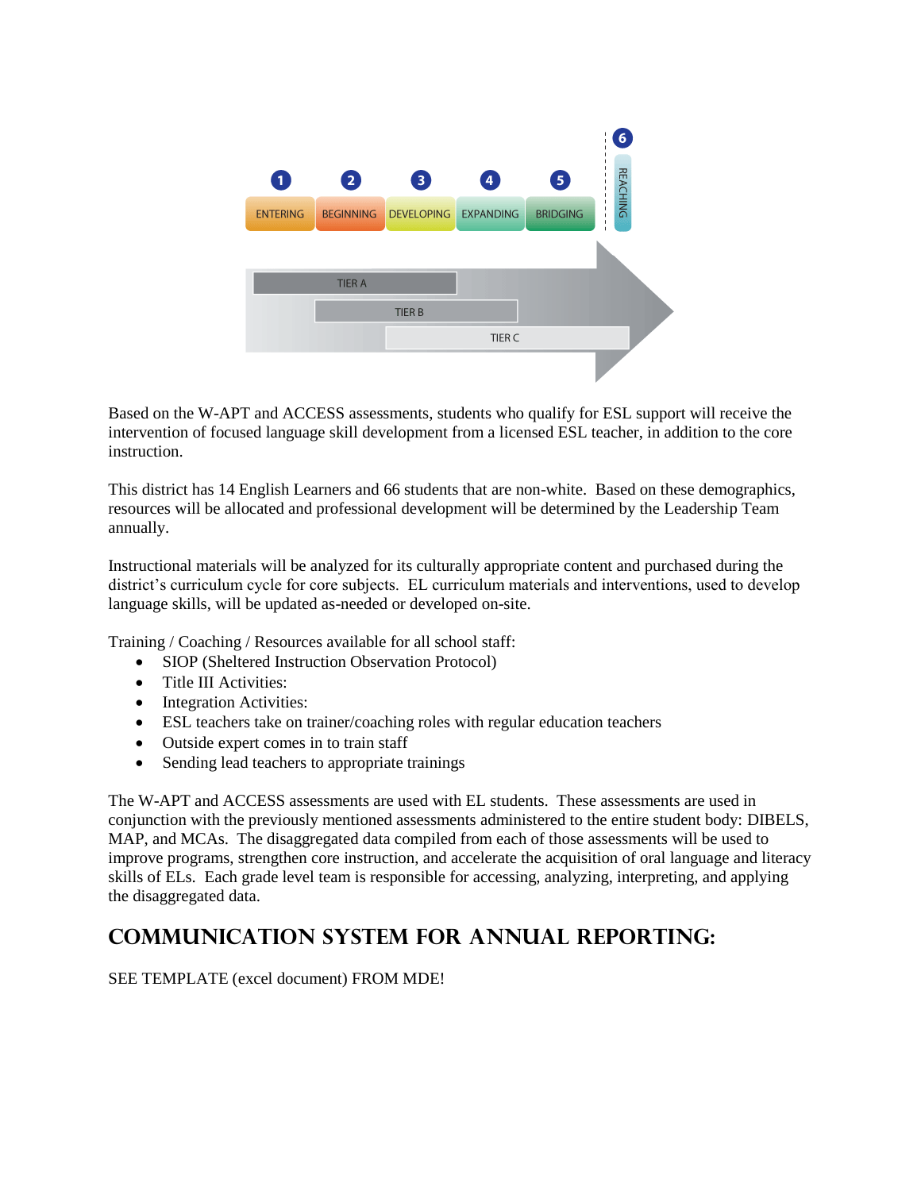1 ENTERING | 2 BEGINNING | 3 DEVELOPING | 4 EXPANDING | 5 BRIDGING | 6 REACHING

TIER A

TIER B

TIER C

Based on the W-APT and ACCESS assessments, students who qualify for ESL support will receive the intervention of focused language skill development from a licensed ESL teacher, in addition to the core instruction.

This district has 14 English Learners and 66 students that are non-white. Based on these demographics, resources will be allocated and professional development will be determined by the Leadership Team annually.

Instructional materials will be analyzed for its culturally appropriate content and purchased during the district's curriculum cycle for core subjects. EL curriculum materials and interventions, used to develop language skills, will be updated as-needed or developed on-site.

Training / Coaching / Resources available for all school staff:

- SIOP (Sheltered Instruction Observation Protocol)
- Title III Activities:
- Integration Activities:
- ESL teachers take on trainer/coaching roles with regular education teachers
- Outside expert comes in to train staff
- Sending lead teachers to appropriate trainings

The W-APT and ACCESS assessments are used with EL students. These assessments are used in conjunction with the previously mentioned assessments administered to the entire student body: DIBELS, MAP, and MCAs. The disaggregated data compiled from each of those assessments will be used to improve programs, strengthen core instruction, and accelerate the acquisition of oral language and literacy skills of ELs. Each grade level team is responsible for accessing, analyzing, interpreting, and applying the disaggregated data.

## COMMUNICATION SYSTEM FOR ANNUAL REPORTING:

SEE TEMPLATE (excel document) FROM MDE!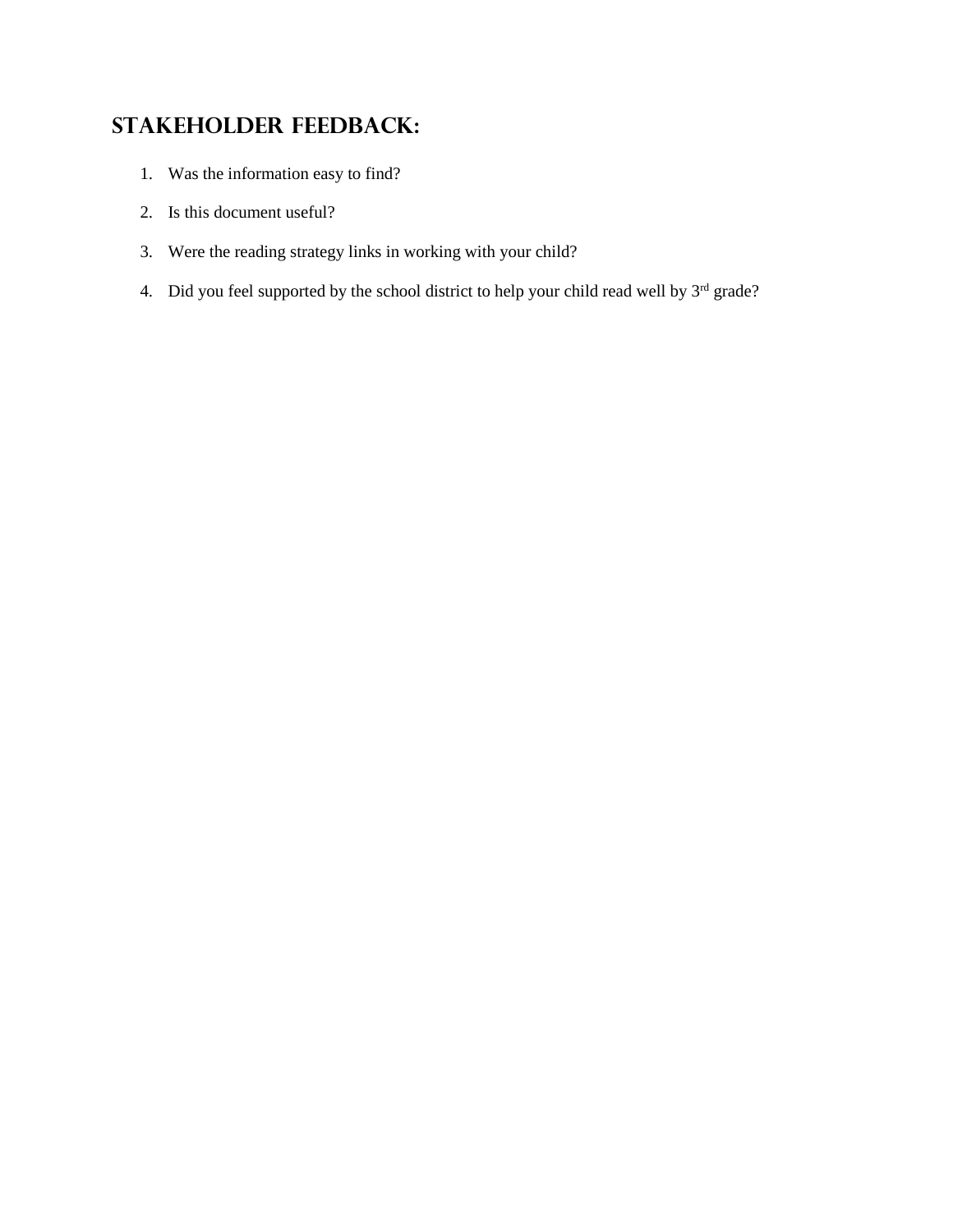## Stakeholder Feedback:

1. Was the information easy to find?
2. Is this document useful?
3. Were the reading strategy links in working with your child?
4. Did you feel supported by the school district to help your child read well by 3rd grade?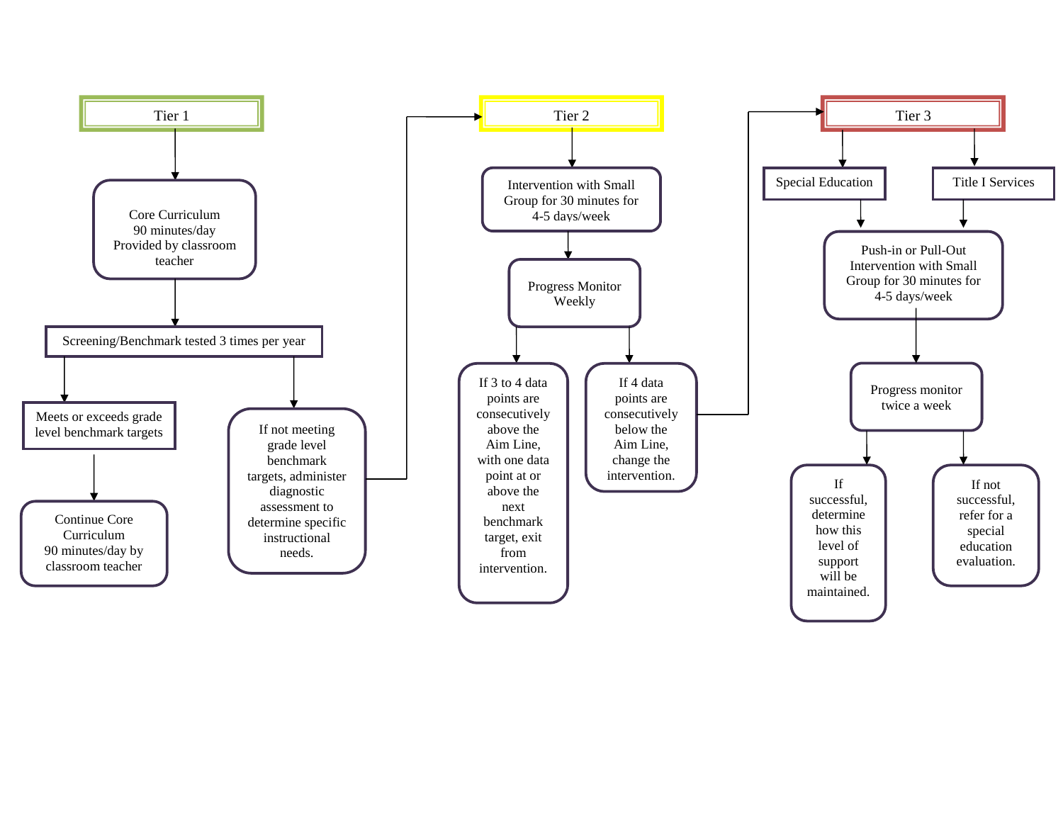Tier 1

Core Curriculum 90 minutes/day Provided by classroom teacher

Screening/Benchmark tested 3 times per year

Meets or exceeds grade level benchmark targets

Continue Core Curriculum 90 minutes/day by classroom teacher

If not meeting grade level benchmark targets, administer diagnostic assessment to determine specific instructional needs.

Tier 2

Intervention with Small Group for 30 minutes for 4-5 days/week

Progress Monitor Weekly

If 3 to 4 data points are consecutively above the Aim Line, with one data point at or above the next benchmark target, exit from intervention.

If 4 data points are consecutively below the Aim Line, change the intervention.

Tier 3

Special Education

Title I Services

Push-in or Pull-Out Intervention with Small Group for 30 minutes for 4-5 days/week

Progress monitor twice a week

If successful, determine how this level of support will be maintained.

If not successful, refer for a special education evaluation.